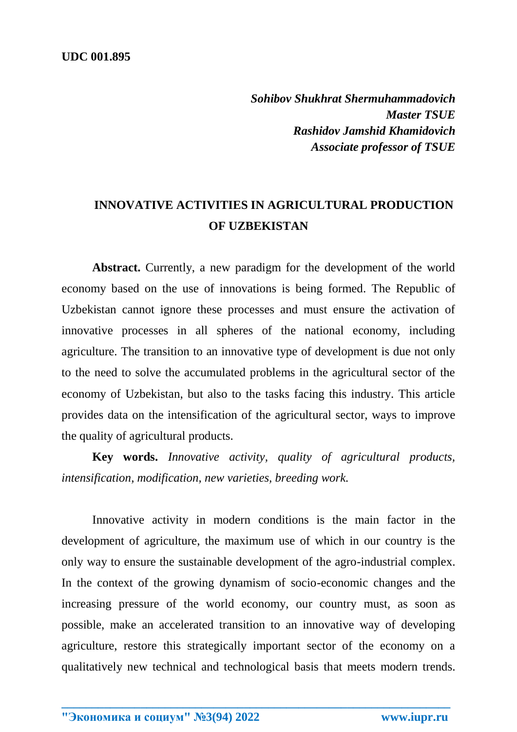**UDC 001.895**

***Sohibov Shukhrat Shermuhammadovich***
***Master TSUE***
***Rashidov Jamshid Khamidovich***
***Associate professor of TSUE***

# INNOVATIVE ACTIVITIES IN AGRICULTURAL PRODUCTION OF UZBEKISTAN

**Abstract.** Currently, a new paradigm for the development of the world economy based on the use of innovations is being formed. The Republic of Uzbekistan cannot ignore these processes and must ensure the activation of innovative processes in all spheres of the national economy, including agriculture. The transition to an innovative type of development is due not only to the need to solve the accumulated problems in the agricultural sector of the economy of Uzbekistan, but also to the tasks facing this industry. This article provides data on the intensification of the agricultural sector, ways to improve the quality of agricultural products.

**Key words.** *Innovative activity, quality of agricultural products, intensification, modification, new varieties, breeding work.*

Innovative activity in modern conditions is the main factor in the development of agriculture, the maximum use of which in our country is the only way to ensure the sustainable development of the agro-industrial complex. In the context of the growing dynamism of socio-economic changes and the increasing pressure of the world economy, our country must, as soon as possible, make an accelerated transition to an innovative way of developing agriculture, restore this strategically important sector of the economy on a qualitatively new technical and technological basis that meets modern trends.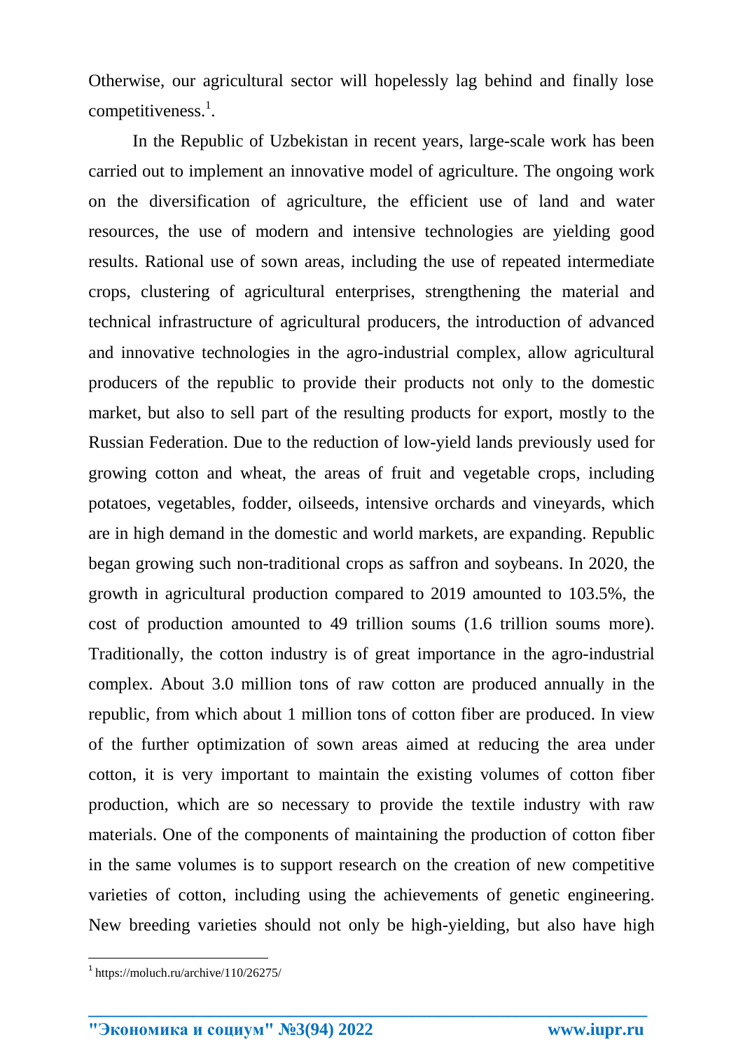Otherwise, our agricultural sector will hopelessly lag behind and finally lose competitiveness.[1].

In the Republic of Uzbekistan in recent years, large-scale work has been carried out to implement an innovative model of agriculture. The ongoing work on the diversification of agriculture, the efficient use of land and water resources, the use of modern and intensive technologies are yielding good results. Rational use of sown areas, including the use of repeated intermediate crops, clustering of agricultural enterprises, strengthening the material and technical infrastructure of agricultural producers, the introduction of advanced and innovative technologies in the agro-industrial complex, allow agricultural producers of the republic to provide their products not only to the domestic market, but also to sell part of the resulting products for export, mostly to the Russian Federation. Due to the reduction of low-yield lands previously used for growing cotton and wheat, the areas of fruit and vegetable crops, including potatoes, vegetables, fodder, oilseeds, intensive orchards and vineyards, which are in high demand in the domestic and world markets, are expanding. Republic began growing such non-traditional crops as saffron and soybeans. In 2020, the growth in agricultural production compared to 2019 amounted to 103.5%, the cost of production amounted to 49 trillion soums (1.6 trillion soums more). Traditionally, the cotton industry is of great importance in the agro-industrial complex. About 3.0 million tons of raw cotton are produced annually in the republic, from which about 1 million tons of cotton fiber are produced. In view of the further optimization of sown areas aimed at reducing the area under cotton, it is very important to maintain the existing volumes of cotton fiber production, which are so necessary to provide the textile industry with raw materials. One of the components of maintaining the production of cotton fiber in the same volumes is to support research on the creation of new competitive varieties of cotton, including using the achievements of genetic engineering. New breeding varieties should not only be high-yielding, but also have high

[1] https://moluch.ru/archive/110/26275/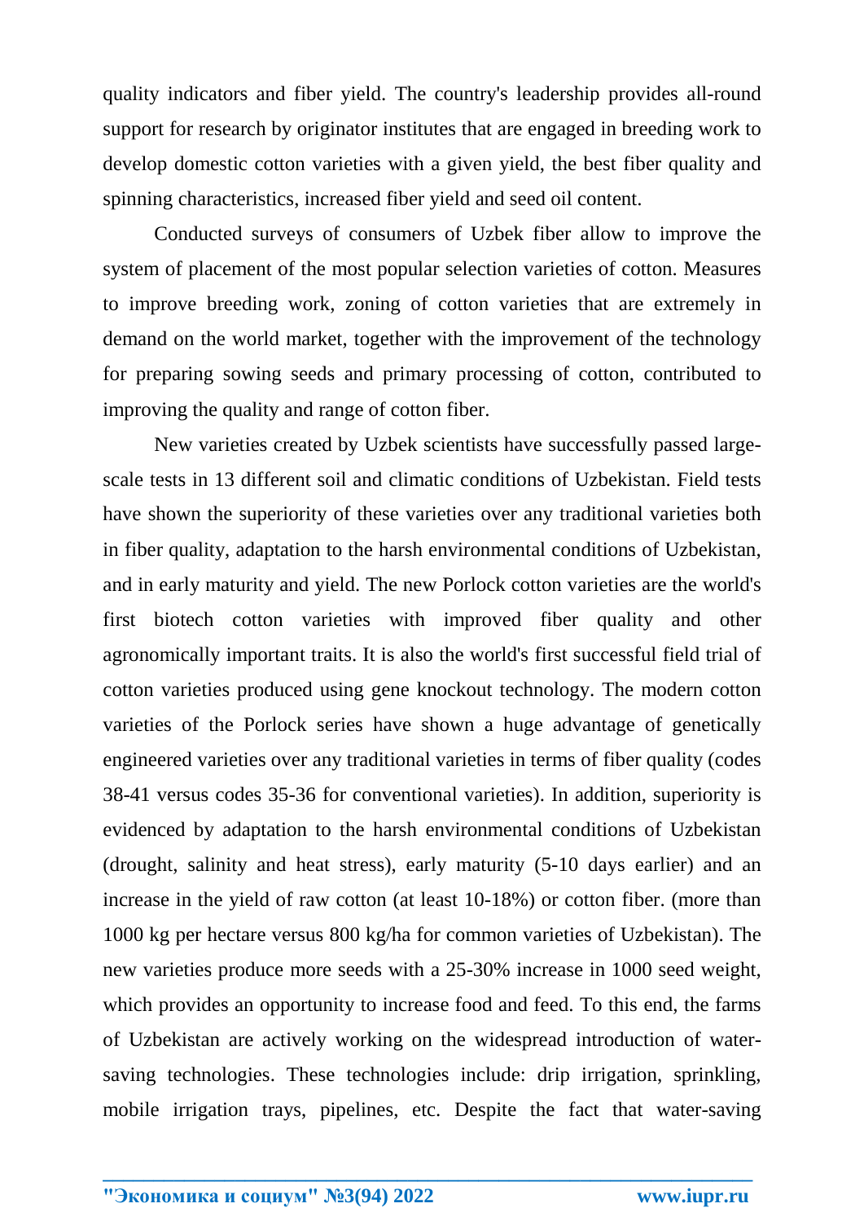quality indicators and fiber yield. The country's leadership provides all-round support for research by originator institutes that are engaged in breeding work to develop domestic cotton varieties with a given yield, the best fiber quality and spinning characteristics, increased fiber yield and seed oil content.

Conducted surveys of consumers of Uzbek fiber allow to improve the system of placement of the most popular selection varieties of cotton. Measures to improve breeding work, zoning of cotton varieties that are extremely in demand on the world market, together with the improvement of the technology for preparing sowing seeds and primary processing of cotton, contributed to improving the quality and range of cotton fiber.

New varieties created by Uzbek scientists have successfully passed large-scale tests in 13 different soil and climatic conditions of Uzbekistan. Field tests have shown the superiority of these varieties over any traditional varieties both in fiber quality, adaptation to the harsh environmental conditions of Uzbekistan, and in early maturity and yield. The new Porlock cotton varieties are the world's first biotech cotton varieties with improved fiber quality and other agronomically important traits. It is also the world's first successful field trial of cotton varieties produced using gene knockout technology. The modern cotton varieties of the Porlock series have shown a huge advantage of genetically engineered varieties over any traditional varieties in terms of fiber quality (codes 38-41 versus codes 35-36 for conventional varieties). In addition, superiority is evidenced by adaptation to the harsh environmental conditions of Uzbekistan (drought, salinity and heat stress), early maturity (5-10 days earlier) and an increase in the yield of raw cotton (at least 10-18%) or cotton fiber. (more than 1000 kg per hectare versus 800 kg/ha for common varieties of Uzbekistan). The new varieties produce more seeds with a 25-30% increase in 1000 seed weight, which provides an opportunity to increase food and feed. To this end, the farms of Uzbekistan are actively working on the widespread introduction of water-saving technologies. These technologies include: drip irrigation, sprinkling, mobile irrigation trays, pipelines, etc. Despite the fact that water-saving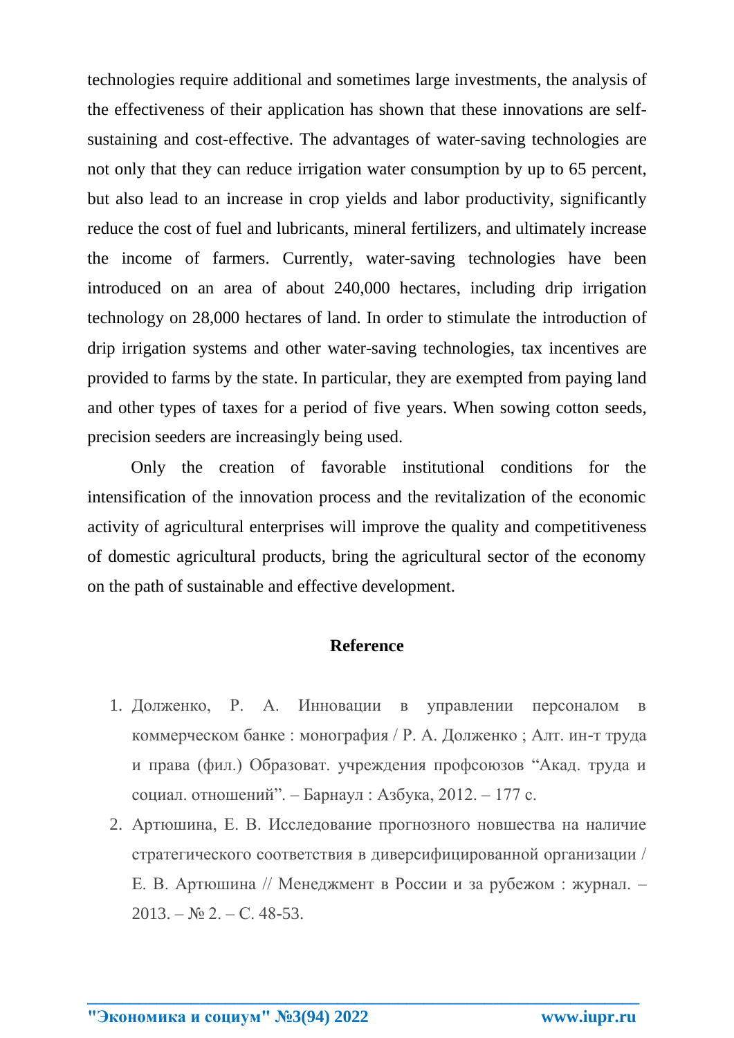technologies require additional and sometimes large investments, the analysis of the effectiveness of their application has shown that these innovations are self-sustaining and cost-effective. The advantages of water-saving technologies are not only that they can reduce irrigation water consumption by up to 65 percent, but also lead to an increase in crop yields and labor productivity, significantly reduce the cost of fuel and lubricants, mineral fertilizers, and ultimately increase the income of farmers. Currently, water-saving technologies have been introduced on an area of about 240,000 hectares, including drip irrigation technology on 28,000 hectares of land. In order to stimulate the introduction of drip irrigation systems and other water-saving technologies, tax incentives are provided to farms by the state. In particular, they are exempted from paying land and other types of taxes for a period of five years. When sowing cotton seeds, precision seeders are increasingly being used.

Only the creation of favorable institutional conditions for the intensification of the innovation process and the revitalization of the economic activity of agricultural enterprises will improve the quality and competitiveness of domestic agricultural products, bring the agricultural sector of the economy on the path of sustainable and effective development.

## Reference

1. Долженко, Р. А. Инновации в управлении персоналом в коммерческом банке : монография / Р. А. Долженко ; Алт. ин-т труда и права (фил.) Образоват. учреждения профсоюзов “Акад. труда и социал. отношений”. – Барнаул : Азбука, 2012. – 177 с.
2. Артюшина, Е. В. Исследование прогнозного новшества на наличие стратегического соответствия в диверсифицированной организации / Е. В. Артюшина // Менеджмент в России и за рубежом : журнал. – 2013. – № 2. – С. 48-53.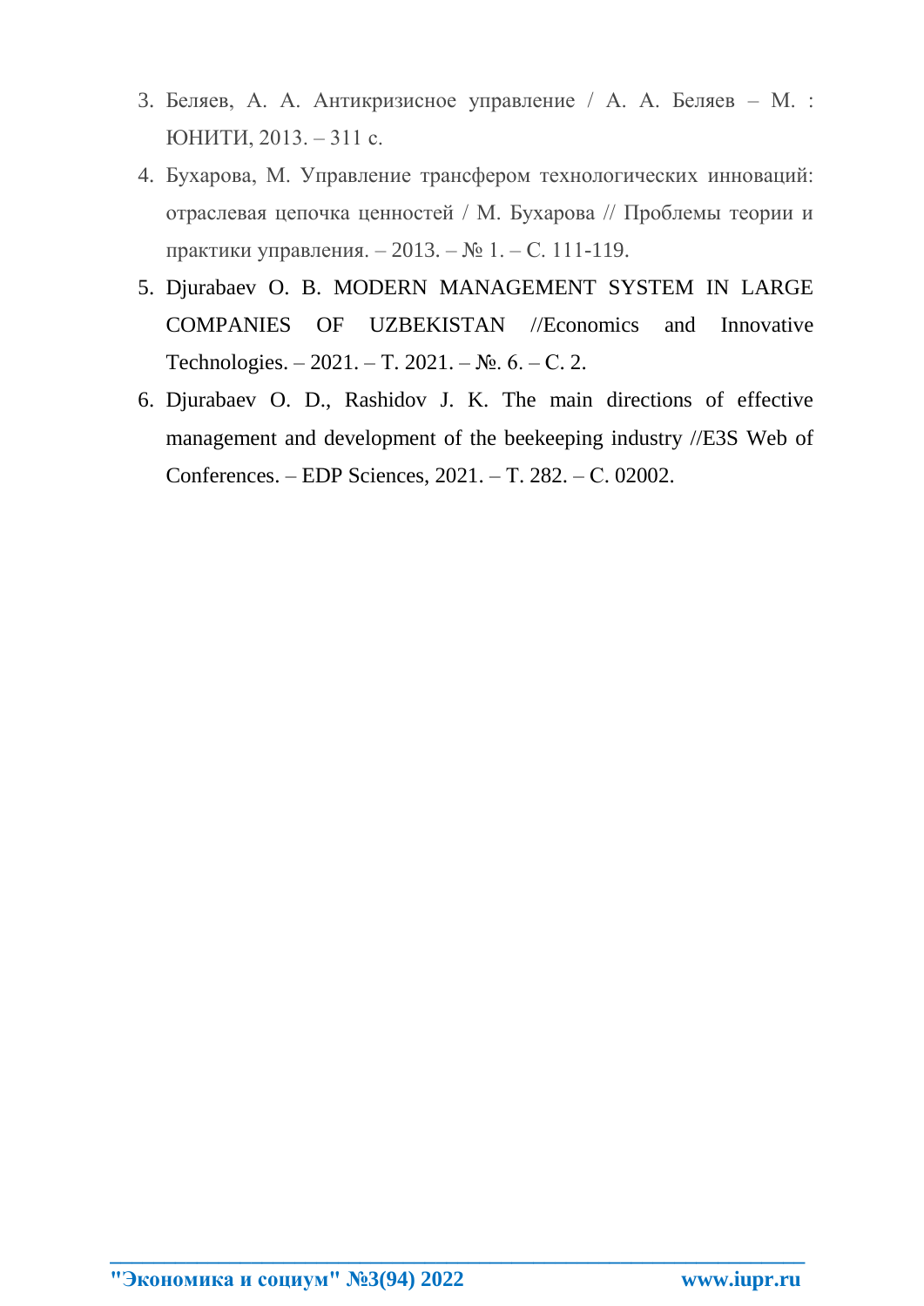3. Беляев, А. А. Антикризисное управление / А. А. Беляев – М. : ЮНИТИ, 2013. – 311 с.
4. Бухарова, М. Управление трансфером технологических инноваций: отраслевая цепочка ценностей / М. Бухарова // Проблемы теории и практики управления. – 2013. – № 1. – С. 111-119.
5. Djurabaev O. B. MODERN MANAGEMENT SYSTEM IN LARGE COMPANIES OF UZBEKISTAN //Economics and Innovative Technologies. – 2021. – Т. 2021. – №. 6. – С. 2.
6. Djurabaev O. D., Rashidov J. K. The main directions of effective management and development of the beekeeping industry //E3S Web of Conferences. – EDP Sciences, 2021. – Т. 282. – С. 02002.